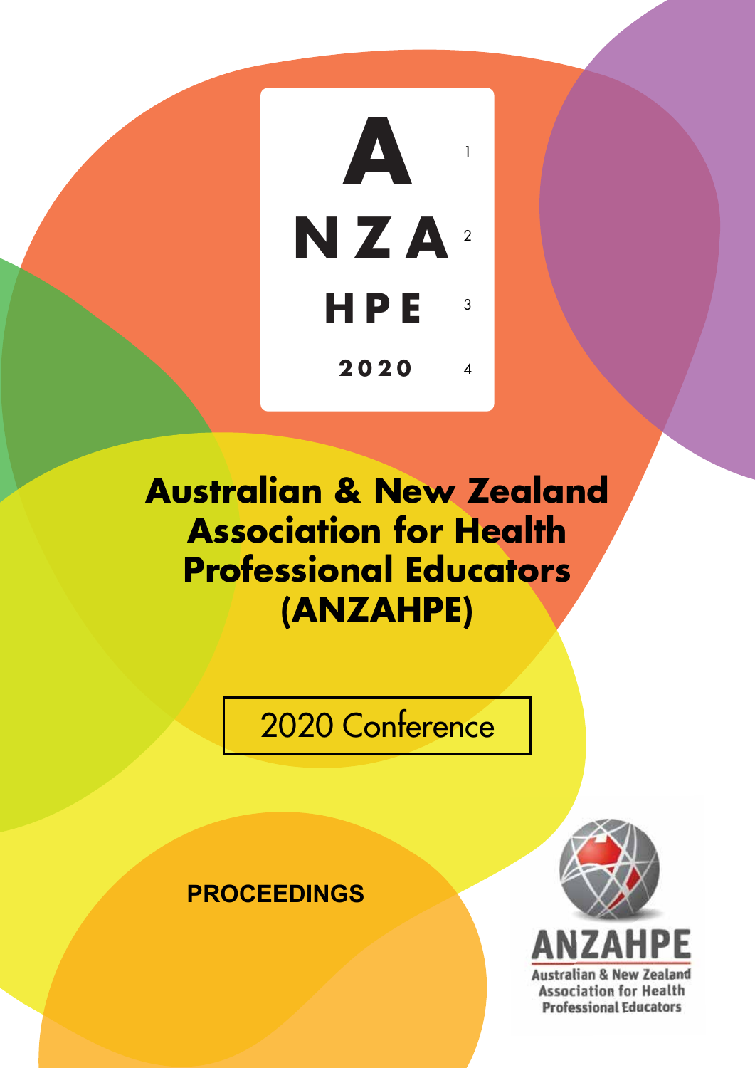A

NZA

HPE

2020

# Australian & New Zealand Association for Health Professional Educators (ANZAHPE)

## 2020 Conference

**PROCEEDINGS**

ANZAHPE

Australian & New Zealand Association for Health Professional Educators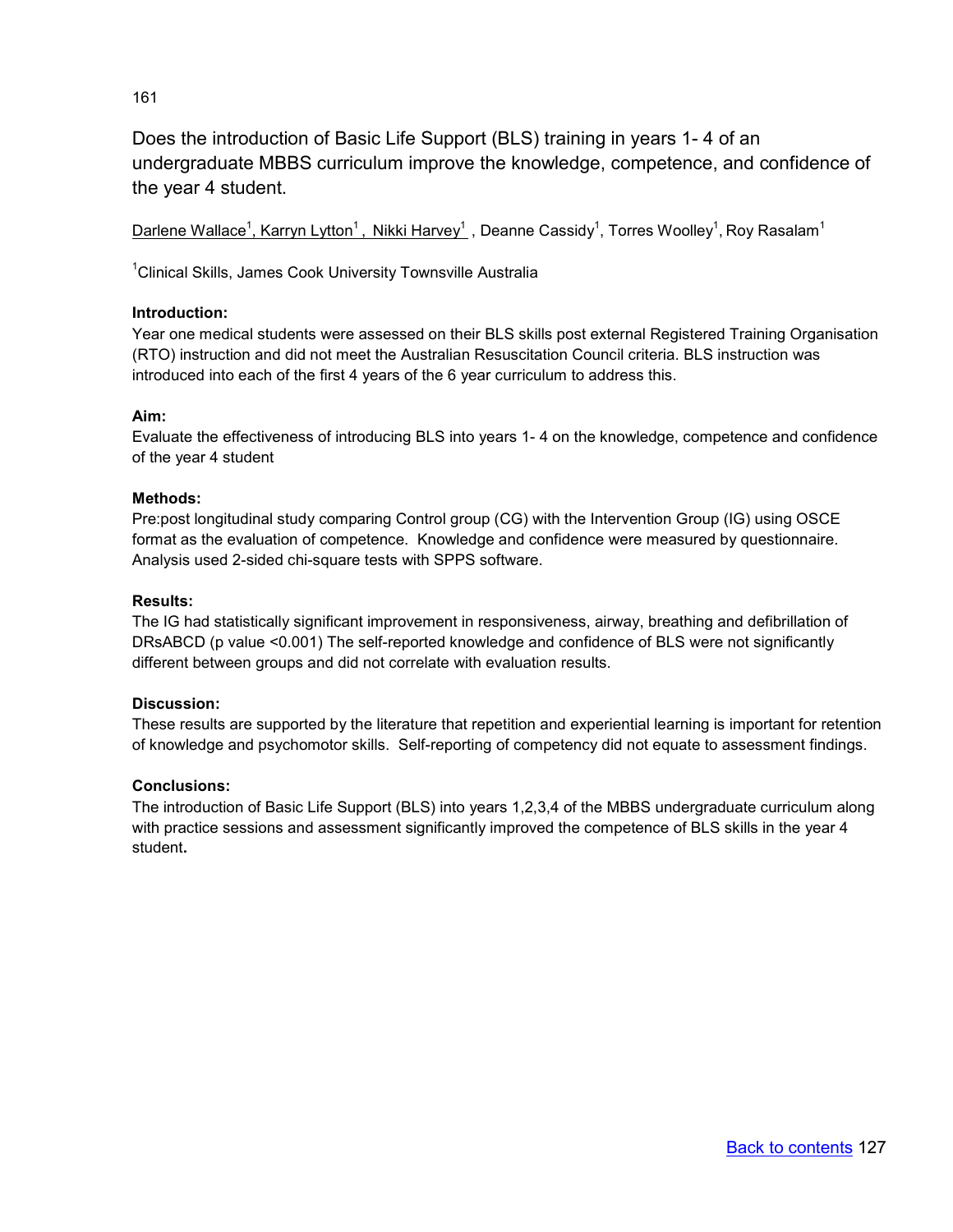161

# Does the introduction of Basic Life Support (BLS) training in years 1- 4 of an undergraduate MBBS curriculum improve the knowledge, competence, and confidence of the year 4 student.

Darlene Wallace[1], Karryn Lytton[1], Nikki Harvey[1], Deanne Cassidy[1], Torres Woolley[1], Roy Rasalam[1]

[1]Clinical Skills, James Cook University Townsville Australia

**Introduction:**
Year one medical students were assessed on their BLS skills post external Registered Training Organisation (RTO) instruction and did not meet the Australian Resuscitation Council criteria. BLS instruction was introduced into each of the first 4 years of the 6 year curriculum to address this.

**Aim:**
Evaluate the effectiveness of introducing BLS into years 1- 4 on the knowledge, competence and confidence of the year 4 student

**Methods:**
Pre:post longitudinal study comparing Control group (CG) with the Intervention Group (IG) using OSCE format as the evaluation of competence. Knowledge and confidence were measured by questionnaire. Analysis used 2-sided chi-square tests with SPPS software.

**Results:**
The IG had statistically significant improvement in responsiveness, airway, breathing and defibrillation of DRsABCD (p value <0.001) The self-reported knowledge and confidence of BLS were not significantly different between groups and did not correlate with evaluation results.

**Discussion:**
These results are supported by the literature that repetition and experiential learning is important for retention of knowledge and psychomotor skills. Self-reporting of competency did not equate to assessment findings.

**Conclusions:**
The introduction of Basic Life Support (BLS) into years 1,2,3,4 of the MBBS undergraduate curriculum along with practice sessions and assessment significantly improved the competence of BLS skills in the year 4 student**.**